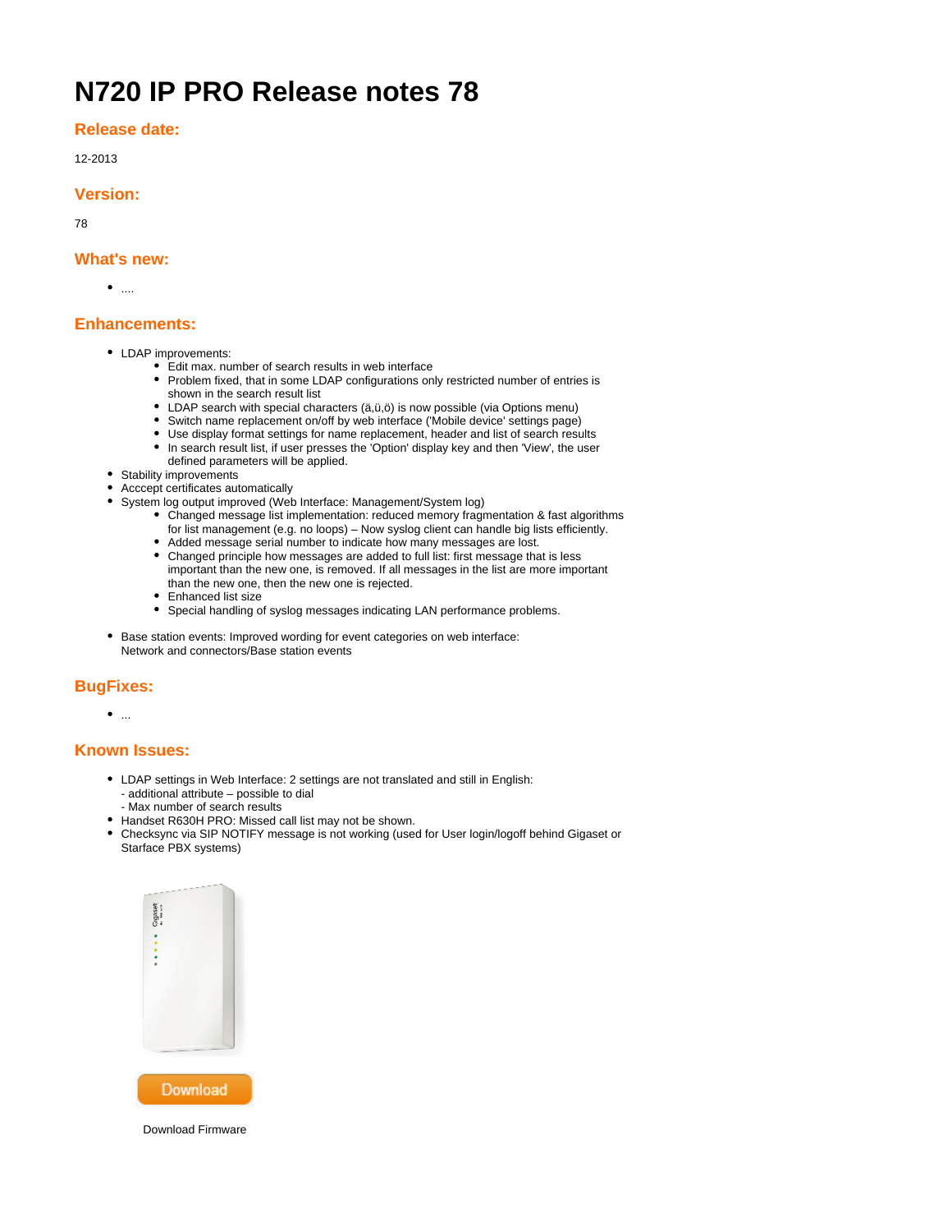# N720 IP PRO Release notes 78

## Release date:

12-2013

## Version:

78

## What's new:

- ....

## Enhancements:

- LDAP improvements:
  - Edit max. number of search results in web interface
  - Problem fixed, that in some LDAP configurations only restricted number of entries is shown in the search result list
  - LDAP search with special characters (ä,ü,ö) is now possible (via Options menu)
  - Switch name replacement on/off by web interface ('Mobile device' settings page)
  - Use display format settings for name replacement, header and list of search results
  - In search result list, if user presses the 'Option' display key and then 'View', the user defined parameters will be applied.
- Stability improvements
- Acccept certificates automatically
- System log output improved (Web Interface: Management/System log)
  - Changed message list implementation: reduced memory fragmentation & fast algorithms for list management (e.g. no loops) – Now syslog client can handle big lists efficiently.
  - Added message serial number to indicate how many messages are lost.
  - Changed principle how messages are added to full list: first message that is less important than the new one, is removed. If all messages in the list are more important than the new one, then the new one is rejected.
  - Enhanced list size
  - Special handling of syslog messages indicating LAN performance problems.
- Base station events: Improved wording for event categories on web interface: Network and connectors/Base station events

## BugFixes:

- ...

## Known Issues:

- LDAP settings in Web Interface: 2 settings are not translated and still in English:
  - additional attribute – possible to dial
  - Max number of search results
- Handset R630H PRO: Missed call list may not be shown.
- Checksync via SIP NOTIFY message is not working (used for User login/logoff behind Gigaset or Starface PBX systems)

Download

Download Firmware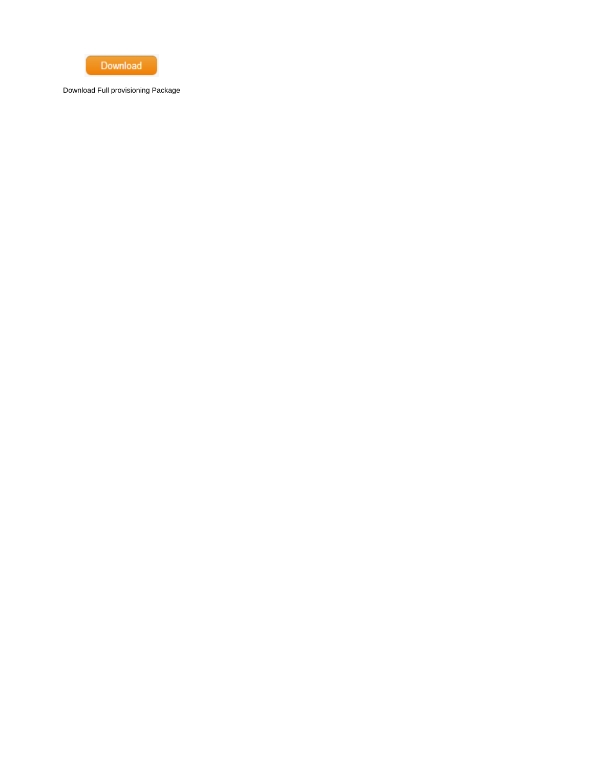Download

Download Full provisioning Package